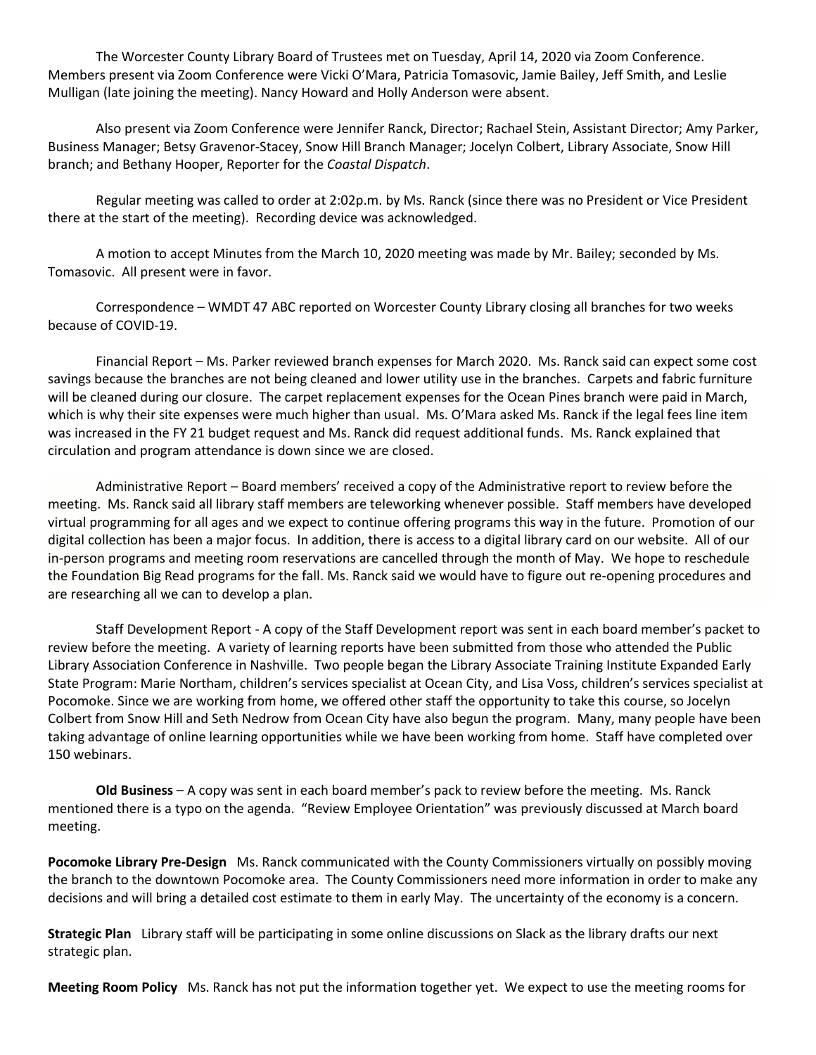The Worcester County Library Board of Trustees met on Tuesday, April 14, 2020 via Zoom Conference. Members present via Zoom Conference were Vicki O'Mara, Patricia Tomasovic, Jamie Bailey, Jeff Smith, and Leslie Mulligan (late joining the meeting). Nancy Howard and Holly Anderson were absent.

Also present via Zoom Conference were Jennifer Ranck, Director; Rachael Stein, Assistant Director; Amy Parker, Business Manager; Betsy Gravenor-Stacey, Snow Hill Branch Manager; Jocelyn Colbert, Library Associate, Snow Hill branch; and Bethany Hooper, Reporter for the *Coastal Dispatch*.

Regular meeting was called to order at 2:02p.m. by Ms. Ranck (since there was no President or Vice President there at the start of the meeting). Recording device was acknowledged.

A motion to accept Minutes from the March 10, 2020 meeting was made by Mr. Bailey; seconded by Ms. Tomasovic. All present were in favor.

Correspondence – WMDT 47 ABC reported on Worcester County Library closing all branches for two weeks because of COVID-19.

Financial Report – Ms. Parker reviewed branch expenses for March 2020. Ms. Ranck said can expect some cost savings because the branches are not being cleaned and lower utility use in the branches. Carpets and fabric furniture will be cleaned during our closure. The carpet replacement expenses for the Ocean Pines branch were paid in March, which is why their site expenses were much higher than usual. Ms. O'Mara asked Ms. Ranck if the legal fees line item was increased in the FY 21 budget request and Ms. Ranck did request additional funds. Ms. Ranck explained that circulation and program attendance is down since we are closed.

Administrative Report – Board members' received a copy of the Administrative report to review before the meeting. Ms. Ranck said all library staff members are teleworking whenever possible. Staff members have developed virtual programming for all ages and we expect to continue offering programs this way in the future. Promotion of our digital collection has been a major focus. In addition, there is access to a digital library card on our website. All of our in-person programs and meeting room reservations are cancelled through the month of May. We hope to reschedule the Foundation Big Read programs for the fall. Ms. Ranck said we would have to figure out re-opening procedures and are researching all we can to develop a plan.

Staff Development Report - A copy of the Staff Development report was sent in each board member's packet to review before the meeting. A variety of learning reports have been submitted from those who attended the Public Library Association Conference in Nashville. Two people began the Library Associate Training Institute Expanded Early State Program: Marie Northam, children's services specialist at Ocean City, and Lisa Voss, children's services specialist at Pocomoke. Since we are working from home, we offered other staff the opportunity to take this course, so Jocelyn Colbert from Snow Hill and Seth Nedrow from Ocean City have also begun the program. Many, many people have been taking advantage of online learning opportunities while we have been working from home. Staff have completed over 150 webinars.

**Old Business** – A copy was sent in each board member's pack to review before the meeting. Ms. Ranck mentioned there is a typo on the agenda. "Review Employee Orientation" was previously discussed at March board meeting.

**Pocomoke Library Pre-Design** Ms. Ranck communicated with the County Commissioners virtually on possibly moving the branch to the downtown Pocomoke area. The County Commissioners need more information in order to make any decisions and will bring a detailed cost estimate to them in early May. The uncertainty of the economy is a concern.

**Strategic Plan** Library staff will be participating in some online discussions on Slack as the library drafts our next strategic plan.

**Meeting Room Policy** Ms. Ranck has not put the information together yet. We expect to use the meeting rooms for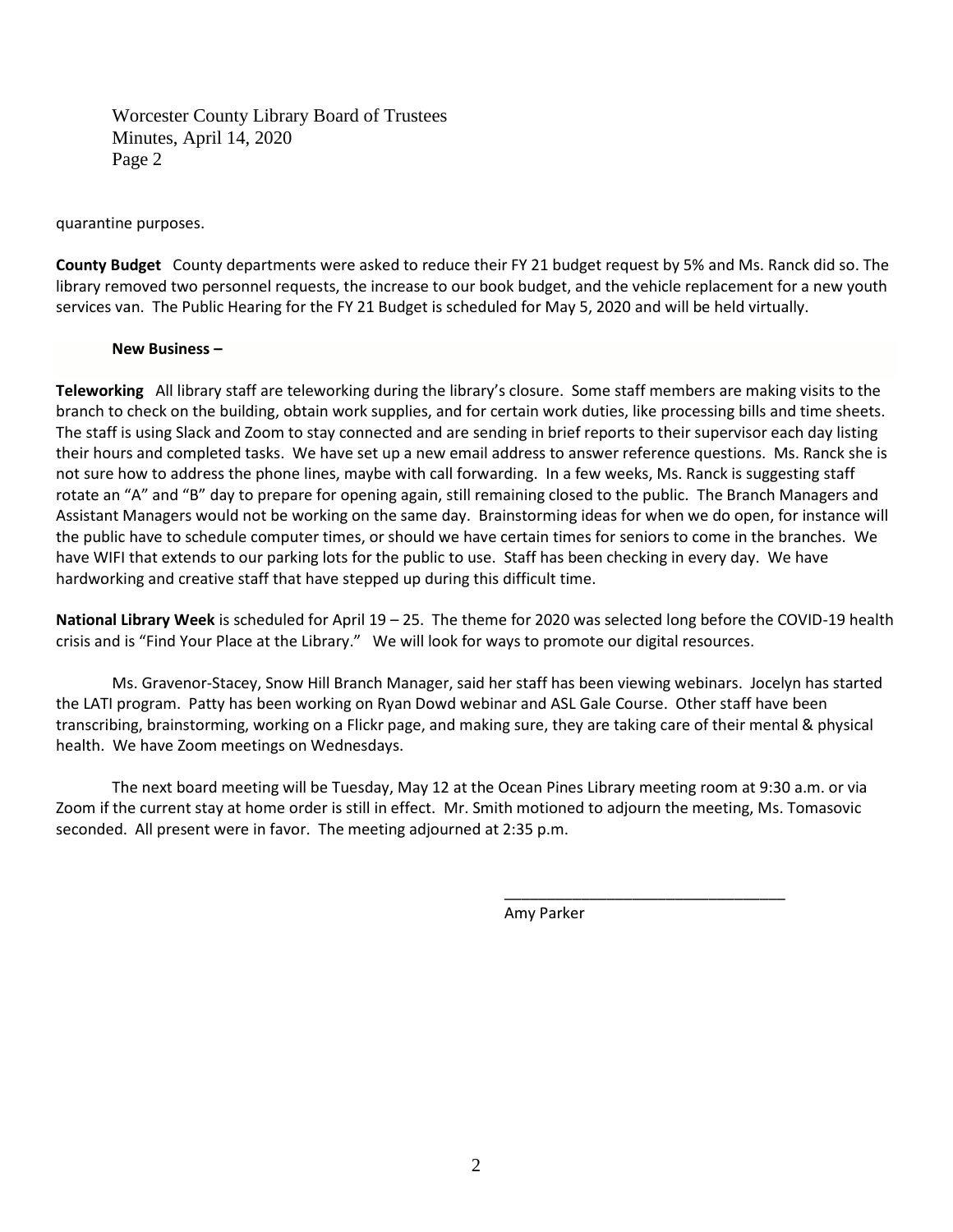quarantine purposes.

**County Budget** County departments were asked to reduce their FY 21 budget request by 5% and Ms. Ranck did so. The library removed two personnel requests, the increase to our book budget, and the vehicle replacement for a new youth services van. The Public Hearing for the FY 21 Budget is scheduled for May 5, 2020 and will be held virtually.

**New Business –**

**Teleworking** All library staff are teleworking during the library's closure. Some staff members are making visits to the branch to check on the building, obtain work supplies, and for certain work duties, like processing bills and time sheets. The staff is using Slack and Zoom to stay connected and are sending in brief reports to their supervisor each day listing their hours and completed tasks. We have set up a new email address to answer reference questions. Ms. Ranck she is not sure how to address the phone lines, maybe with call forwarding. In a few weeks, Ms. Ranck is suggesting staff rotate an "A" and "B" day to prepare for opening again, still remaining closed to the public. The Branch Managers and Assistant Managers would not be working on the same day. Brainstorming ideas for when we do open, for instance will the public have to schedule computer times, or should we have certain times for seniors to come in the branches. We have WIFI that extends to our parking lots for the public to use. Staff has been checking in every day. We have hardworking and creative staff that have stepped up during this difficult time.

**National Library Week** is scheduled for April 19 – 25. The theme for 2020 was selected long before the COVID-19 health crisis and is "Find Your Place at the Library." We will look for ways to promote our digital resources.

Ms. Gravenor-Stacey, Snow Hill Branch Manager, said her staff has been viewing webinars. Jocelyn has started the LATI program. Patty has been working on Ryan Dowd webinar and ASL Gale Course. Other staff have been transcribing, brainstorming, working on a Flickr page, and making sure, they are taking care of their mental & physical health. We have Zoom meetings on Wednesdays.

The next board meeting will be Tuesday, May 12 at the Ocean Pines Library meeting room at 9:30 a.m. or via Zoom if the current stay at home order is still in effect. Mr. Smith motioned to adjourn the meeting, Ms. Tomasovic seconded. All present were in favor. The meeting adjourned at 2:35 p.m.

\_\_\_\_\_\_\_\_\_\_\_\_\_\_\_\_\_\_\_\_\_\_\_\_\_\_\_\_\_\_\_\_

Amy Parker